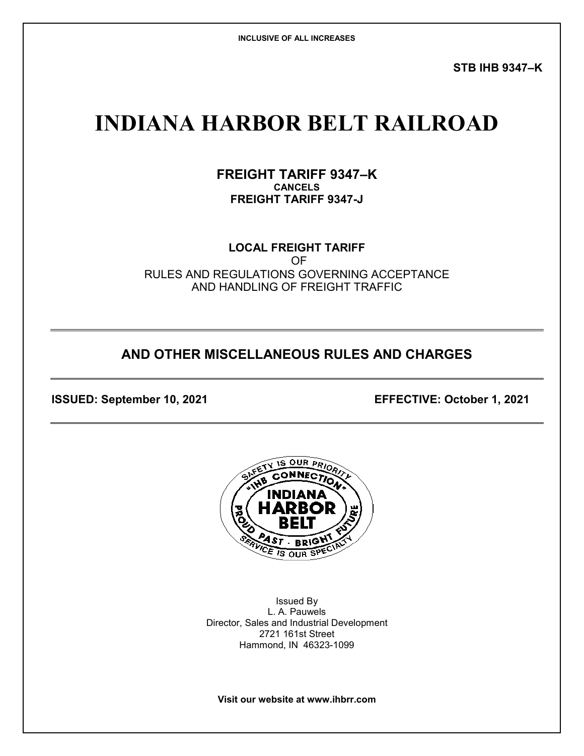INCLUSIVE OF ALL INCREASES

**STB IHB 9347–K**

# INDIANA HARBOR BELT RAILROAD

## FREIGHT TARIFF 9347–K

**CANCELS**

**FREIGHT TARIFF 9347-J**

**LOCAL FREIGHT TARIFF**

OF

RULES AND REGULATIONS GOVERNING ACCEPTANCE AND HANDLING OF FREIGHT TRAFFIC

---

## AND OTHER MISCELLANEOUS RULES AND CHARGES

---

**ISSUED: September 10, 2021** **EFFECTIVE: October 1, 2021**

---

SAFETY IS OUR PRIORITY
"IHB CONNECTION"
INDIANA HARBOR BELT
PROUD PAST · BRIGHT FUTURE
SERVICE IS OUR SPECIALTY

Issued By
L. A. Pauwels
Director, Sales and Industrial Development
2721 161st Street
Hammond, IN 46323-1099

**Visit our website at www.ihbrr.com**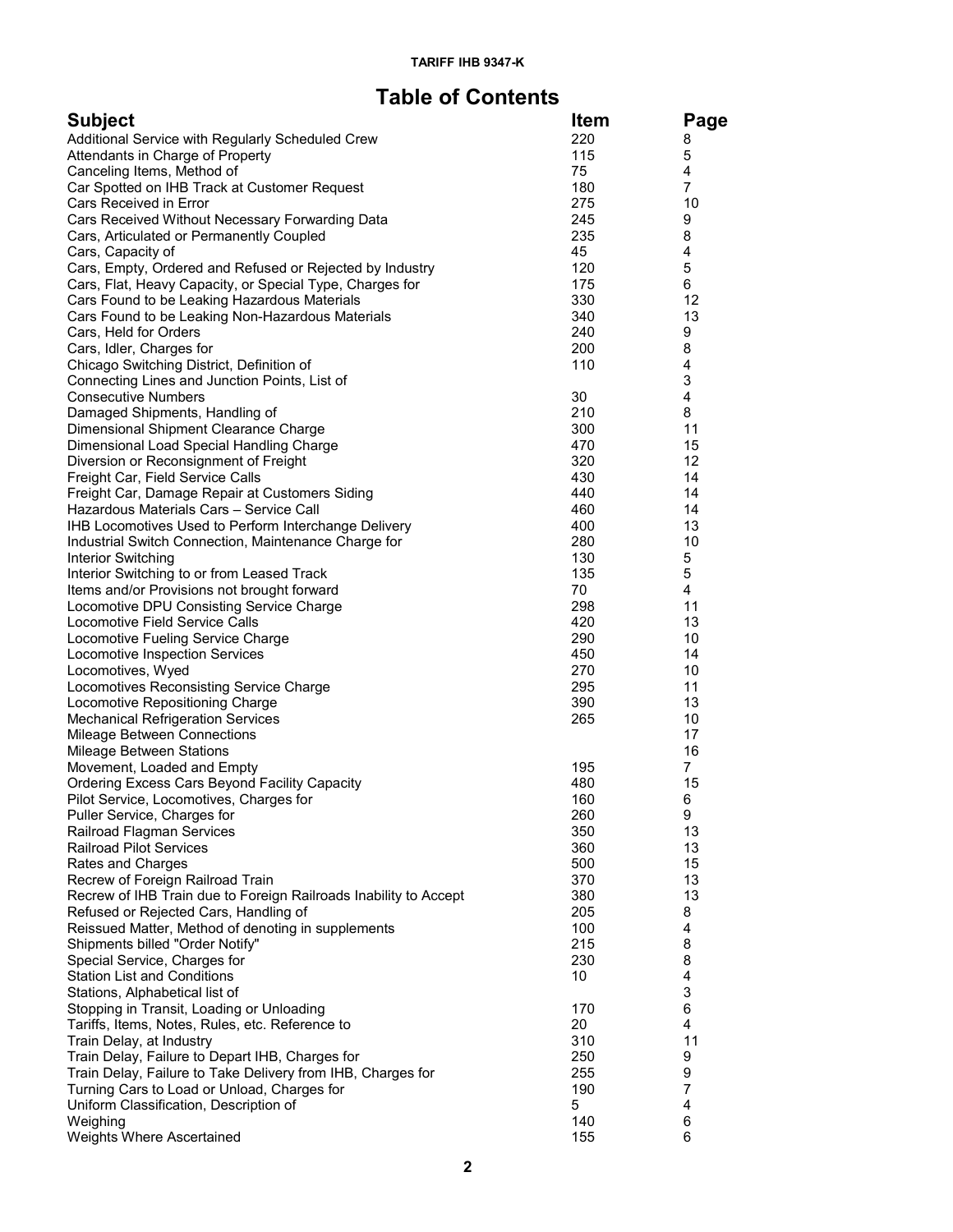# Table of Contents

| Subject | Item | Page |
|---|---|---|
| Additional Service with Regularly Scheduled Crew | 220 | 8 |
| Attendants in Charge of Property | 115 | 5 |
| Canceling Items, Method of | 75 | 4 |
| Car Spotted on IHB Track at Customer Request | 180 | 7 |
| Cars Received in Error | 275 | 10 |
| Cars Received Without Necessary Forwarding Data | 245 | 9 |
| Cars, Articulated or Permanently Coupled | 235 | 8 |
| Cars, Capacity of | 45 | 4 |
| Cars, Empty, Ordered and Refused or Rejected by Industry | 120 | 5 |
| Cars, Flat, Heavy Capacity, or Special Type, Charges for | 175 | 6 |
| Cars Found to be Leaking Hazardous Materials | 330 | 12 |
| Cars Found to be Leaking Non-Hazardous Materials | 340 | 13 |
| Cars, Held for Orders | 240 | 9 |
| Cars, Idler, Charges for | 200 | 8 |
| Chicago Switching District, Definition of | 110 | 4 |
| Connecting Lines and Junction Points, List of | | 3 |
| Consecutive Numbers | 30 | 4 |
| Damaged Shipments, Handling of | 210 | 8 |
| Dimensional Shipment Clearance Charge | 300 | 11 |
| Dimensional Load Special Handling Charge | 470 | 15 |
| Diversion or Reconsignment of Freight | 320 | 12 |
| Freight Car, Field Service Calls | 430 | 14 |
| Freight Car, Damage Repair at Customers Siding | 440 | 14 |
| Hazardous Materials Cars – Service Call | 460 | 14 |
| IHB Locomotives Used to Perform Interchange Delivery | 400 | 13 |
| Industrial Switch Connection, Maintenance Charge for | 280 | 10 |
| Interior Switching | 130 | 5 |
| Interior Switching to or from Leased Track | 135 | 5 |
| Items and/or Provisions not brought forward | 70 | 4 |
| Locomotive DPU Consisting Service Charge | 298 | 11 |
| Locomotive Field Service Calls | 420 | 13 |
| Locomotive Fueling Service Charge | 290 | 10 |
| Locomotive Inspection Services | 450 | 14 |
| Locomotives, Wyed | 270 | 10 |
| Locomotives Reconsisting Service Charge | 295 | 11 |
| Locomotive Repositioning Charge | 390 | 13 |
| Mechanical Refrigeration Services | 265 | 10 |
| Mileage Between Connections | | 17 |
| Mileage Between Stations | | 16 |
| Movement, Loaded and Empty | 195 | 7 |
| Ordering Excess Cars Beyond Facility Capacity | 480 | 15 |
| Pilot Service, Locomotives, Charges for | 160 | 6 |
| Puller Service, Charges for | 260 | 9 |
| Railroad Flagman Services | 350 | 13 |
| Railroad Pilot Services | 360 | 13 |
| Rates and Charges | 500 | 15 |
| Recrew of Foreign Railroad Train | 370 | 13 |
| Recrew of IHB Train due to Foreign Railroads Inability to Accept | 380 | 13 |
| Refused or Rejected Cars, Handling of | 205 | 8 |
| Reissued Matter, Method of denoting in supplements | 100 | 4 |
| Shipments billed "Order Notify" | 215 | 8 |
| Special Service, Charges for | 230 | 8 |
| Station List and Conditions | 10 | 4 |
| Stations, Alphabetical list of | | 3 |
| Stopping in Transit, Loading or Unloading | 170 | 6 |
| Tariffs, Items, Notes, Rules, etc. Reference to | 20 | 4 |
| Train Delay, at Industry | 310 | 11 |
| Train Delay, Failure to Depart IHB, Charges for | 250 | 9 |
| Train Delay, Failure to Take Delivery from IHB, Charges for | 255 | 9 |
| Turning Cars to Load or Unload, Charges for | 190 | 7 |
| Uniform Classification, Description of | 5 | 4 |
| Weighing | 140 | 6 |
| Weights Where Ascertained | 155 | 6 |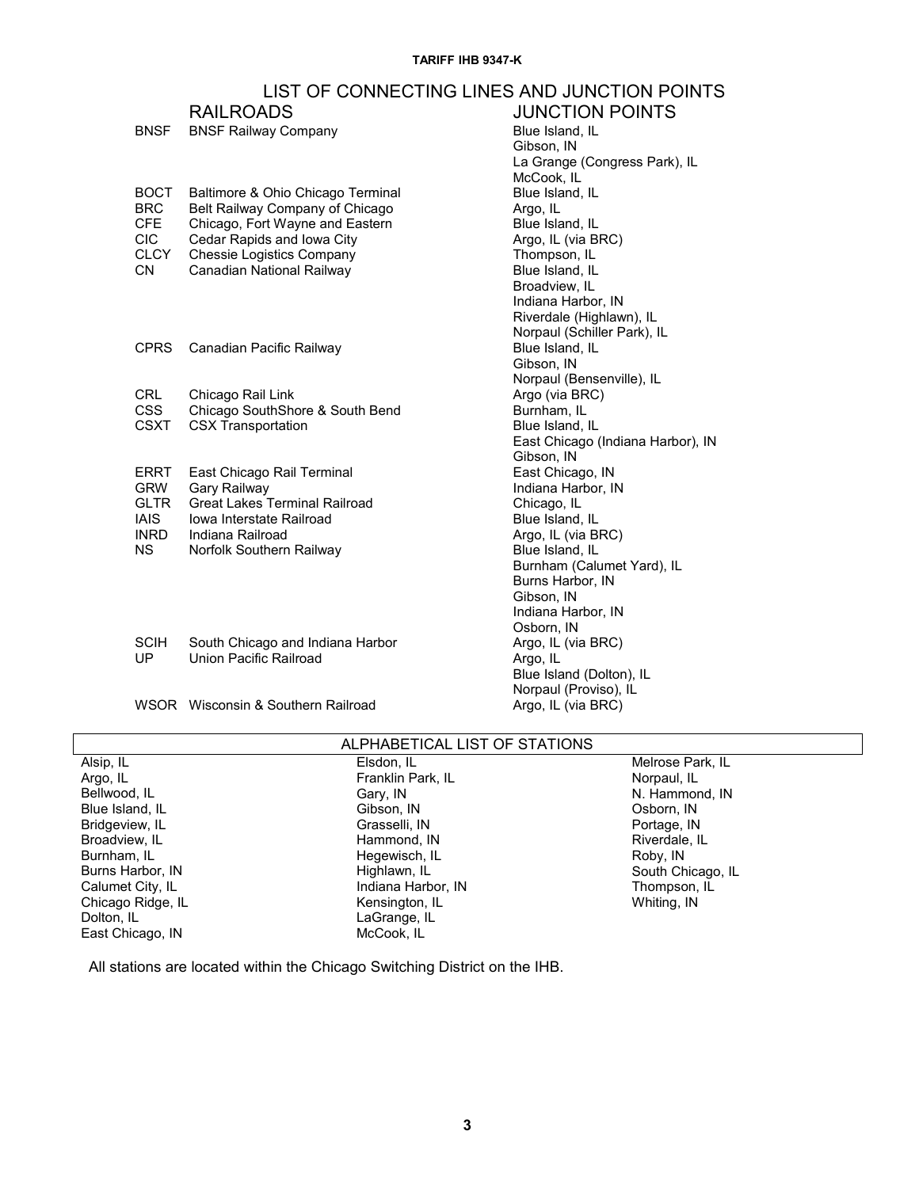## LIST OF CONNECTING LINES AND JUNCTION POINTS

| | RAILROADS | JUNCTION POINTS |
|---|---|---|
| BNSF | BNSF Railway Company | Blue Island, IL |
| | | Gibson, IN |
| | | La Grange (Congress Park), IL |
| | | McCook, IL |
| BOCT | Baltimore & Ohio Chicago Terminal | Blue Island, IL |
| BRC | Belt Railway Company of Chicago | Argo, IL |
| CFE | Chicago, Fort Wayne and Eastern | Blue Island, IL |
| CIC | Cedar Rapids and Iowa City | Argo, IL (via BRC) |
| CLCY | Chessie Logistics Company | Thompson, IL |
| CN | Canadian National Railway | Blue Island, IL |
| | | Broadview, IL |
| | | Indiana Harbor, IN |
| | | Riverdale (Highlawn), IL |
| | | Norpaul (Schiller Park), IL |
| CPRS | Canadian Pacific Railway | Blue Island, IL |
| | | Gibson, IN |
| | | Norpaul (Bensenville), IL |
| CRL | Chicago Rail Link | Argo (via BRC) |
| CSS | Chicago SouthShore & South Bend | Burnham, IL |
| CSXT | CSX Transportation | Blue Island, IL |
| | | East Chicago (Indiana Harbor), IN |
| | | Gibson, IN |
| ERRT | East Chicago Rail Terminal | East Chicago, IN |
| GRW | Gary Railway | Indiana Harbor, IN |
| GLTR | Great Lakes Terminal Railroad | Chicago, IL |
| IAIS | Iowa Interstate Railroad | Blue Island, IL |
| INRD | Indiana Railroad | Argo, IL (via BRC) |
| NS | Norfolk Southern Railway | Blue Island, IL |
| | | Burnham (Calumet Yard), IL |
| | | Burns Harbor, IN |
| | | Gibson, IN |
| | | Indiana Harbor, IN |
| | | Osborn, IN |
| SCIH | South Chicago and Indiana Harbor | Argo, IL (via BRC) |
| UP | Union Pacific Railroad | Argo, IL |
| | | Blue Island (Dolton), IL |
| | | Norpaul (Proviso), IL |
| WSOR | Wisconsin & Southern Railroad | Argo, IL (via BRC) |

## ALPHABETICAL LIST OF STATIONS

| | | |
|---|---|---|
| Alsip, IL | Elsdon, IL | Melrose Park, IL |
| Argo, IL | Franklin Park, IL | Norpaul, IL |
| Bellwood, IL | Gary, IN | N. Hammond, IN |
| Blue Island, IL | Gibson, IN | Osborn, IN |
| Bridgeview, IL | Grasselli, IN | Portage, IN |
| Broadview, IL | Hammond, IN | Riverdale, IL |
| Burnham, IL | Hegewisch, IL | Roby, IN |
| Burns Harbor, IN | Highlawn, IL | South Chicago, IL |
| Calumet City, IL | Indiana Harbor, IN | Thompson, IL |
| Chicago Ridge, IL | Kensington, IL | Whiting, IN |
| Dolton, IL | LaGrange, IL | |
| East Chicago, IN | McCook, IL | |

All stations are located within the Chicago Switching District on the IHB.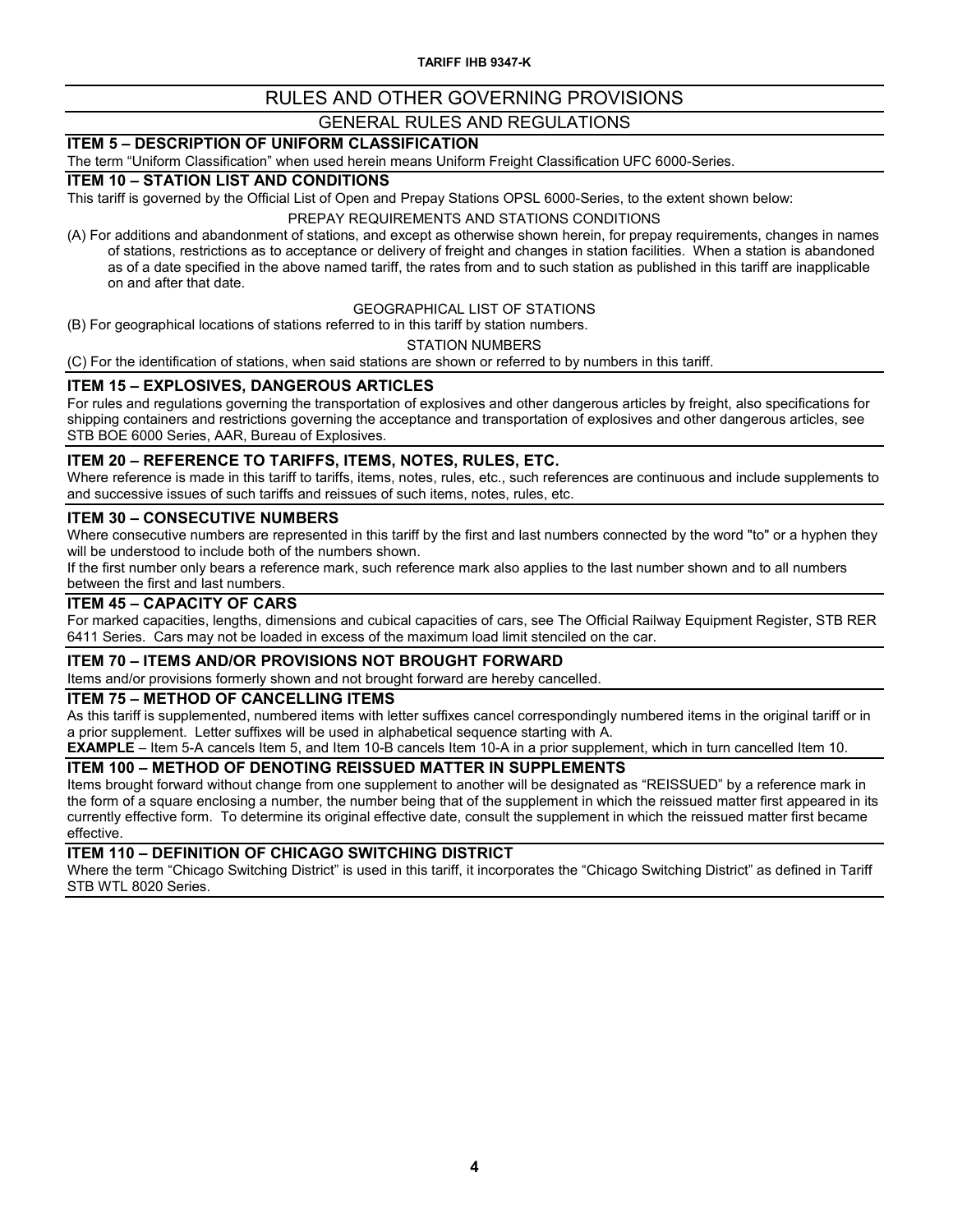# RULES AND OTHER GOVERNING PROVISIONS

## GENERAL RULES AND REGULATIONS

### ITEM 5 – DESCRIPTION OF UNIFORM CLASSIFICATION

The term "Uniform Classification" when used herein means Uniform Freight Classification UFC 6000-Series.

### ITEM 10 – STATION LIST AND CONDITIONS

This tariff is governed by the Official List of Open and Prepay Stations OPSL 6000-Series, to the extent shown below:

PREPAY REQUIREMENTS AND STATIONS CONDITIONS

(A) For additions and abandonment of stations, and except as otherwise shown herein, for prepay requirements, changes in names of stations, restrictions as to acceptance or delivery of freight and changes in station facilities. When a station is abandoned as of a date specified in the above named tariff, the rates from and to such station as published in this tariff are inapplicable on and after that date.

GEOGRAPHICAL LIST OF STATIONS

(B) For geographical locations of stations referred to in this tariff by station numbers.

STATION NUMBERS

(C) For the identification of stations, when said stations are shown or referred to by numbers in this tariff.

### ITEM 15 – EXPLOSIVES, DANGEROUS ARTICLES

For rules and regulations governing the transportation of explosives and other dangerous articles by freight, also specifications for shipping containers and restrictions governing the acceptance and transportation of explosives and other dangerous articles, see STB BOE 6000 Series, AAR, Bureau of Explosives.

### ITEM 20 – REFERENCE TO TARIFFS, ITEMS, NOTES, RULES, ETC.

Where reference is made in this tariff to tariffs, items, notes, rules, etc., such references are continuous and include supplements to and successive issues of such tariffs and reissues of such items, notes, rules, etc.

### ITEM 30 – CONSECUTIVE NUMBERS

Where consecutive numbers are represented in this tariff by the first and last numbers connected by the word "to" or a hyphen they will be understood to include both of the numbers shown.

If the first number only bears a reference mark, such reference mark also applies to the last number shown and to all numbers between the first and last numbers.

### ITEM 45 – CAPACITY OF CARS

For marked capacities, lengths, dimensions and cubical capacities of cars, see The Official Railway Equipment Register, STB RER 6411 Series. Cars may not be loaded in excess of the maximum load limit stenciled on the car.

### ITEM 70 – ITEMS AND/OR PROVISIONS NOT BROUGHT FORWARD

Items and/or provisions formerly shown and not brought forward are hereby cancelled.

### ITEM 75 – METHOD OF CANCELLING ITEMS

As this tariff is supplemented, numbered items with letter suffixes cancel correspondingly numbered items in the original tariff or in a prior supplement. Letter suffixes will be used in alphabetical sequence starting with A.

**EXAMPLE** – Item 5-A cancels Item 5, and Item 10-B cancels Item 10-A in a prior supplement, which in turn cancelled Item 10.

### ITEM 100 – METHOD OF DENOTING REISSUED MATTER IN SUPPLEMENTS

Items brought forward without change from one supplement to another will be designated as "REISSUED" by a reference mark in the form of a square enclosing a number, the number being that of the supplement in which the reissued matter first appeared in its currently effective form. To determine its original effective date, consult the supplement in which the reissued matter first became effective.

### ITEM 110 – DEFINITION OF CHICAGO SWITCHING DISTRICT

Where the term "Chicago Switching District" is used in this tariff, it incorporates the "Chicago Switching District" as defined in Tariff STB WTL 8020 Series.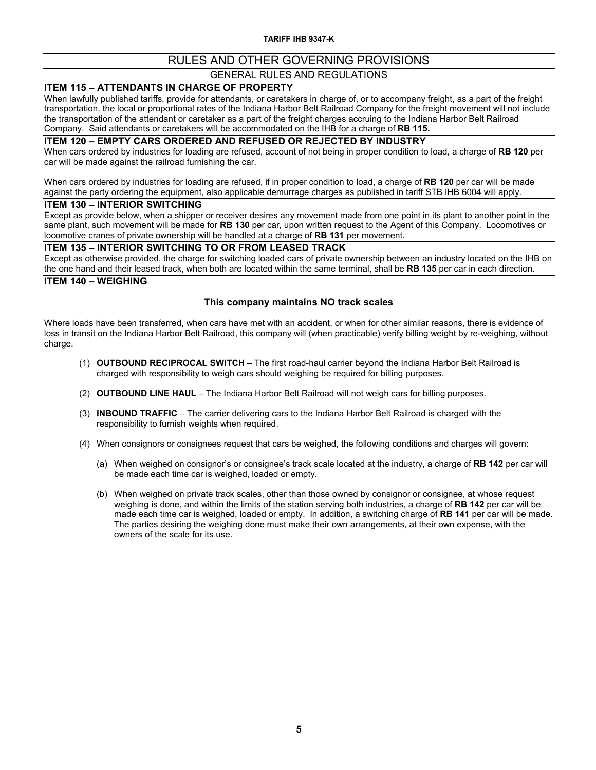# RULES AND OTHER GOVERNING PROVISIONS

## GENERAL RULES AND REGULATIONS

### ITEM 115 – ATTENDANTS IN CHARGE OF PROPERTY

When lawfully published tariffs, provide for attendants, or caretakers in charge of, or to accompany freight, as a part of the freight transportation, the local or proportional rates of the Indiana Harbor Belt Railroad Company for the freight movement will not include the transportation of the attendant or caretaker as a part of the freight charges accruing to the Indiana Harbor Belt Railroad Company. Said attendants or caretakers will be accommodated on the IHB for a charge of **RB 115.**

### ITEM 120 – EMPTY CARS ORDERED AND REFUSED OR REJECTED BY INDUSTRY

When cars ordered by industries for loading are refused, account of not being in proper condition to load, a charge of **RB 120** per car will be made against the railroad furnishing the car.

When cars ordered by industries for loading are refused, if in proper condition to load, a charge of **RB 120** per car will be made against the party ordering the equipment, also applicable demurrage charges as published in tariff STB IHB 6004 will apply.

### ITEM 130 – INTERIOR SWITCHING

Except as provide below, when a shipper or receiver desires any movement made from one point in its plant to another point in the same plant, such movement will be made for **RB 130** per car, upon written request to the Agent of this Company. Locomotives or locomotive cranes of private ownership will be handled at a charge of **RB 131** per movement.

### ITEM 135 – INTERIOR SWITCHING TO OR FROM LEASED TRACK

Except as otherwise provided, the charge for switching loaded cars of private ownership between an industry located on the IHB on the one hand and their leased track, when both are located within the same terminal, shall be **RB 135** per car in each direction.

### ITEM 140 – WEIGHING

**This company maintains NO track scales**

Where loads have been transferred, when cars have met with an accident, or when for other similar reasons, there is evidence of loss in transit on the Indiana Harbor Belt Railroad, this company will (when practicable) verify billing weight by re-weighing, without charge.

(1) **OUTBOUND RECIPROCAL SWITCH** – The first road-haul carrier beyond the Indiana Harbor Belt Railroad is charged with responsibility to weigh cars should weighing be required for billing purposes.

(2) **OUTBOUND LINE HAUL** – The Indiana Harbor Belt Railroad will not weigh cars for billing purposes.

(3) **INBOUND TRAFFIC** – The carrier delivering cars to the Indiana Harbor Belt Railroad is charged with the responsibility to furnish weights when required.

(4) When consignors or consignees request that cars be weighed, the following conditions and charges will govern:

   (a) When weighed on consignor's or consignee's track scale located at the industry, a charge of **RB 142** per car will be made each time car is weighed, loaded or empty.

   (b) When weighed on private track scales, other than those owned by consignor or consignee, at whose request weighing is done, and within the limits of the station serving both industries, a charge of **RB 142** per car will be made each time car is weighed, loaded or empty. In addition, a switching charge of **RB 141** per car will be made. The parties desiring the weighing done must make their own arrangements, at their own expense, with the owners of the scale for its use.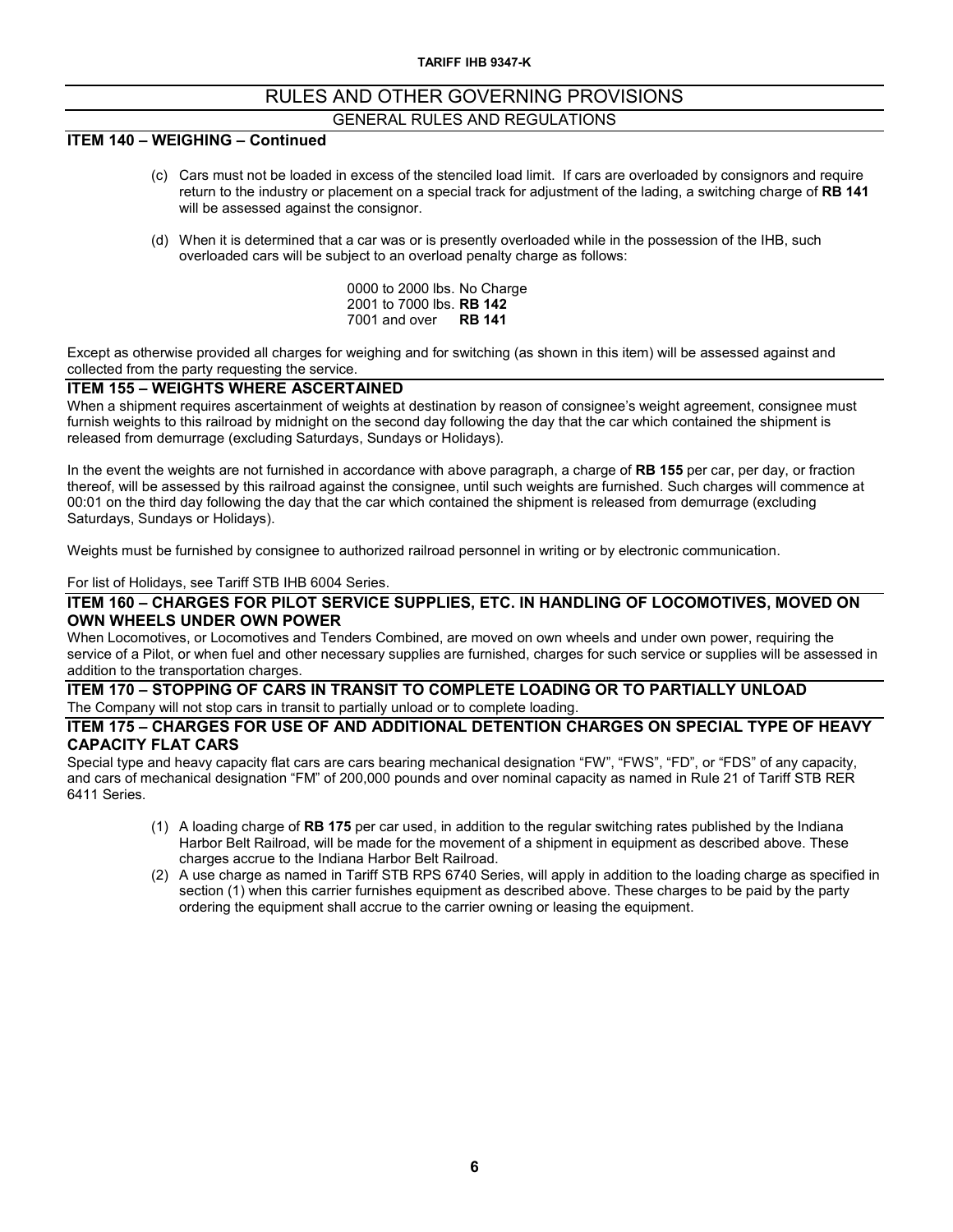# RULES AND OTHER GOVERNING PROVISIONS

## GENERAL RULES AND REGULATIONS

### ITEM 140 – WEIGHING – Continued

(c) Cars must not be loaded in excess of the stenciled load limit. If cars are overloaded by consignors and require return to the industry or placement on a special track for adjustment of the lading, a switching charge of **RB 141** will be assessed against the consignor.

(d) When it is determined that a car was or is presently overloaded while in the possession of the IHB, such overloaded cars will be subject to an overload penalty charge as follows:

0000 to 2000 lbs. No Charge
2001 to 7000 lbs. **RB 142**
7001 and over **RB 141**

Except as otherwise provided all charges for weighing and for switching (as shown in this item) will be assessed against and collected from the party requesting the service.

### ITEM 155 – WEIGHTS WHERE ASCERTAINED

When a shipment requires ascertainment of weights at destination by reason of consignee's weight agreement, consignee must furnish weights to this railroad by midnight on the second day following the day that the car which contained the shipment is released from demurrage (excluding Saturdays, Sundays or Holidays).

In the event the weights are not furnished in accordance with above paragraph, a charge of **RB 155** per car, per day, or fraction thereof, will be assessed by this railroad against the consignee, until such weights are furnished. Such charges will commence at 00:01 on the third day following the day that the car which contained the shipment is released from demurrage (excluding Saturdays, Sundays or Holidays).

Weights must be furnished by consignee to authorized railroad personnel in writing or by electronic communication.

For list of Holidays, see Tariff STB IHB 6004 Series.

### ITEM 160 – CHARGES FOR PILOT SERVICE SUPPLIES, ETC. IN HANDLING OF LOCOMOTIVES, MOVED ON OWN WHEELS UNDER OWN POWER

When Locomotives, or Locomotives and Tenders Combined, are moved on own wheels and under own power, requiring the service of a Pilot, or when fuel and other necessary supplies are furnished, charges for such service or supplies will be assessed in addition to the transportation charges.

### ITEM 170 – STOPPING OF CARS IN TRANSIT TO COMPLETE LOADING OR TO PARTIALLY UNLOAD

The Company will not stop cars in transit to partially unload or to complete loading.

### ITEM 175 – CHARGES FOR USE OF AND ADDITIONAL DETENTION CHARGES ON SPECIAL TYPE OF HEAVY CAPACITY FLAT CARS

Special type and heavy capacity flat cars are cars bearing mechanical designation "FW", "FWS", "FD", or "FDS" of any capacity, and cars of mechanical designation "FM" of 200,000 pounds and over nominal capacity as named in Rule 21 of Tariff STB RER 6411 Series.

(1) A loading charge of **RB 175** per car used, in addition to the regular switching rates published by the Indiana Harbor Belt Railroad, will be made for the movement of a shipment in equipment as described above. These charges accrue to the Indiana Harbor Belt Railroad.

(2) A use charge as named in Tariff STB RPS 6740 Series, will apply in addition to the loading charge as specified in section (1) when this carrier furnishes equipment as described above. These charges to be paid by the party ordering the equipment shall accrue to the carrier owning or leasing the equipment.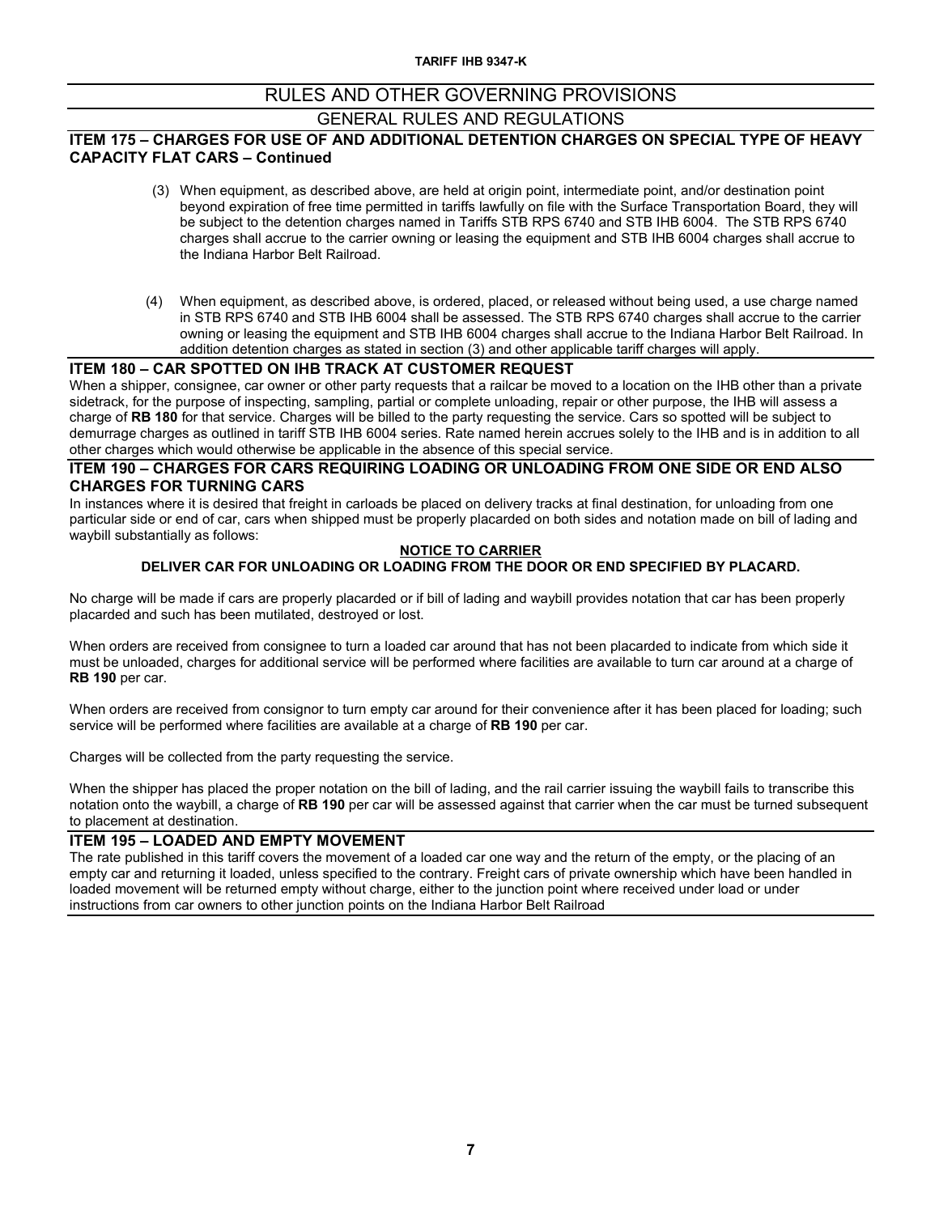# RULES AND OTHER GOVERNING PROVISIONS

## GENERAL RULES AND REGULATIONS

### ITEM 175 – CHARGES FOR USE OF AND ADDITIONAL DETENTION CHARGES ON SPECIAL TYPE OF HEAVY CAPACITY FLAT CARS – Continued

(3) When equipment, as described above, are held at origin point, intermediate point, and/or destination point beyond expiration of free time permitted in tariffs lawfully on file with the Surface Transportation Board, they will be subject to the detention charges named in Tariffs STB RPS 6740 and STB IHB 6004. The STB RPS 6740 charges shall accrue to the carrier owning or leasing the equipment and STB IHB 6004 charges shall accrue to the Indiana Harbor Belt Railroad.

(4) When equipment, as described above, is ordered, placed, or released without being used, a use charge named in STB RPS 6740 and STB IHB 6004 shall be assessed. The STB RPS 6740 charges shall accrue to the carrier owning or leasing the equipment and STB IHB 6004 charges shall accrue to the Indiana Harbor Belt Railroad. In addition detention charges as stated in section (3) and other applicable tariff charges will apply.

### ITEM 180 – CAR SPOTTED ON IHB TRACK AT CUSTOMER REQUEST

When a shipper, consignee, car owner or other party requests that a railcar be moved to a location on the IHB other than a private sidetrack, for the purpose of inspecting, sampling, partial or complete unloading, repair or other purpose, the IHB will assess a charge of **RB 180** for that service. Charges will be billed to the party requesting the service. Cars so spotted will be subject to demurrage charges as outlined in tariff STB IHB 6004 series. Rate named herein accrues solely to the IHB and is in addition to all other charges which would otherwise be applicable in the absence of this special service.

### ITEM 190 – CHARGES FOR CARS REQUIRING LOADING OR UNLOADING FROM ONE SIDE OR END ALSO CHARGES FOR TURNING CARS

In instances where it is desired that freight in carloads be placed on delivery tracks at final destination, for unloading from one particular side or end of car, cars when shipped must be properly placarded on both sides and notation made on bill of lading and waybill substantially as follows:

**NOTICE TO CARRIER**

**DELIVER CAR FOR UNLOADING OR LOADING FROM THE DOOR OR END SPECIFIED BY PLACARD.**

No charge will be made if cars are properly placarded or if bill of lading and waybill provides notation that car has been properly placarded and such has been mutilated, destroyed or lost.

When orders are received from consignee to turn a loaded car around that has not been placarded to indicate from which side it must be unloaded, charges for additional service will be performed where facilities are available to turn car around at a charge of **RB 190** per car.

When orders are received from consignor to turn empty car around for their convenience after it has been placed for loading; such service will be performed where facilities are available at a charge of **RB 190** per car.

Charges will be collected from the party requesting the service.

When the shipper has placed the proper notation on the bill of lading, and the rail carrier issuing the waybill fails to transcribe this notation onto the waybill, a charge of **RB 190** per car will be assessed against that carrier when the car must be turned subsequent to placement at destination.

### ITEM 195 – LOADED AND EMPTY MOVEMENT

The rate published in this tariff covers the movement of a loaded car one way and the return of the empty, or the placing of an empty car and returning it loaded, unless specified to the contrary. Freight cars of private ownership which have been handled in loaded movement will be returned empty without charge, either to the junction point where received under load or under instructions from car owners to other junction points on the Indiana Harbor Belt Railroad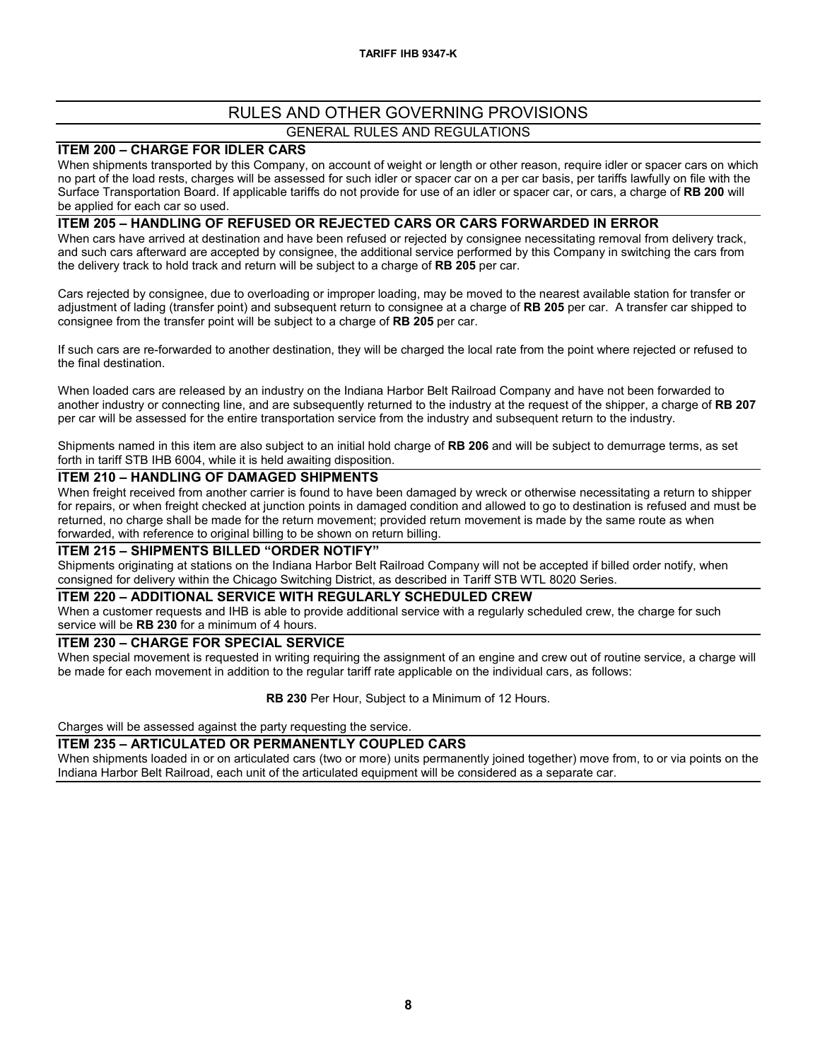## RULES AND OTHER GOVERNING PROVISIONS

### GENERAL RULES AND REGULATIONS

### ITEM 200 – CHARGE FOR IDLER CARS

When shipments transported by this Company, on account of weight or length or other reason, require idler or spacer cars on which no part of the load rests, charges will be assessed for such idler or spacer car on a per car basis, per tariffs lawfully on file with the Surface Transportation Board. If applicable tariffs do not provide for use of an idler or spacer car, or cars, a charge of **RB 200** will be applied for each car so used.

### ITEM 205 – HANDLING OF REFUSED OR REJECTED CARS OR CARS FORWARDED IN ERROR

When cars have arrived at destination and have been refused or rejected by consignee necessitating removal from delivery track, and such cars afterward are accepted by consignee, the additional service performed by this Company in switching the cars from the delivery track to hold track and return will be subject to a charge of **RB 205** per car.

Cars rejected by consignee, due to overloading or improper loading, may be moved to the nearest available station for transfer or adjustment of lading (transfer point) and subsequent return to consignee at a charge of **RB 205** per car. A transfer car shipped to consignee from the transfer point will be subject to a charge of **RB 205** per car.

If such cars are re-forwarded to another destination, they will be charged the local rate from the point where rejected or refused to the final destination.

When loaded cars are released by an industry on the Indiana Harbor Belt Railroad Company and have not been forwarded to another industry or connecting line, and are subsequently returned to the industry at the request of the shipper, a charge of **RB 207** per car will be assessed for the entire transportation service from the industry and subsequent return to the industry.

Shipments named in this item are also subject to an initial hold charge of **RB 206** and will be subject to demurrage terms, as set forth in tariff STB IHB 6004, while it is held awaiting disposition.

### ITEM 210 – HANDLING OF DAMAGED SHIPMENTS

When freight received from another carrier is found to have been damaged by wreck or otherwise necessitating a return to shipper for repairs, or when freight checked at junction points in damaged condition and allowed to go to destination is refused and must be returned, no charge shall be made for the return movement; provided return movement is made by the same route as when forwarded, with reference to original billing to be shown on return billing.

### ITEM 215 – SHIPMENTS BILLED "ORDER NOTIFY"

Shipments originating at stations on the Indiana Harbor Belt Railroad Company will not be accepted if billed order notify, when consigned for delivery within the Chicago Switching District, as described in Tariff STB WTL 8020 Series.

### ITEM 220 – ADDITIONAL SERVICE WITH REGULARLY SCHEDULED CREW

When a customer requests and IHB is able to provide additional service with a regularly scheduled crew, the charge for such service will be **RB 230** for a minimum of 4 hours.

### ITEM 230 – CHARGE FOR SPECIAL SERVICE

When special movement is requested in writing requiring the assignment of an engine and crew out of routine service, a charge will be made for each movement in addition to the regular tariff rate applicable on the individual cars, as follows:

**RB 230** Per Hour, Subject to a Minimum of 12 Hours.

Charges will be assessed against the party requesting the service.

### ITEM 235 – ARTICULATED OR PERMANENTLY COUPLED CARS

When shipments loaded in or on articulated cars (two or more) units permanently joined together) move from, to or via points on the Indiana Harbor Belt Railroad, each unit of the articulated equipment will be considered as a separate car.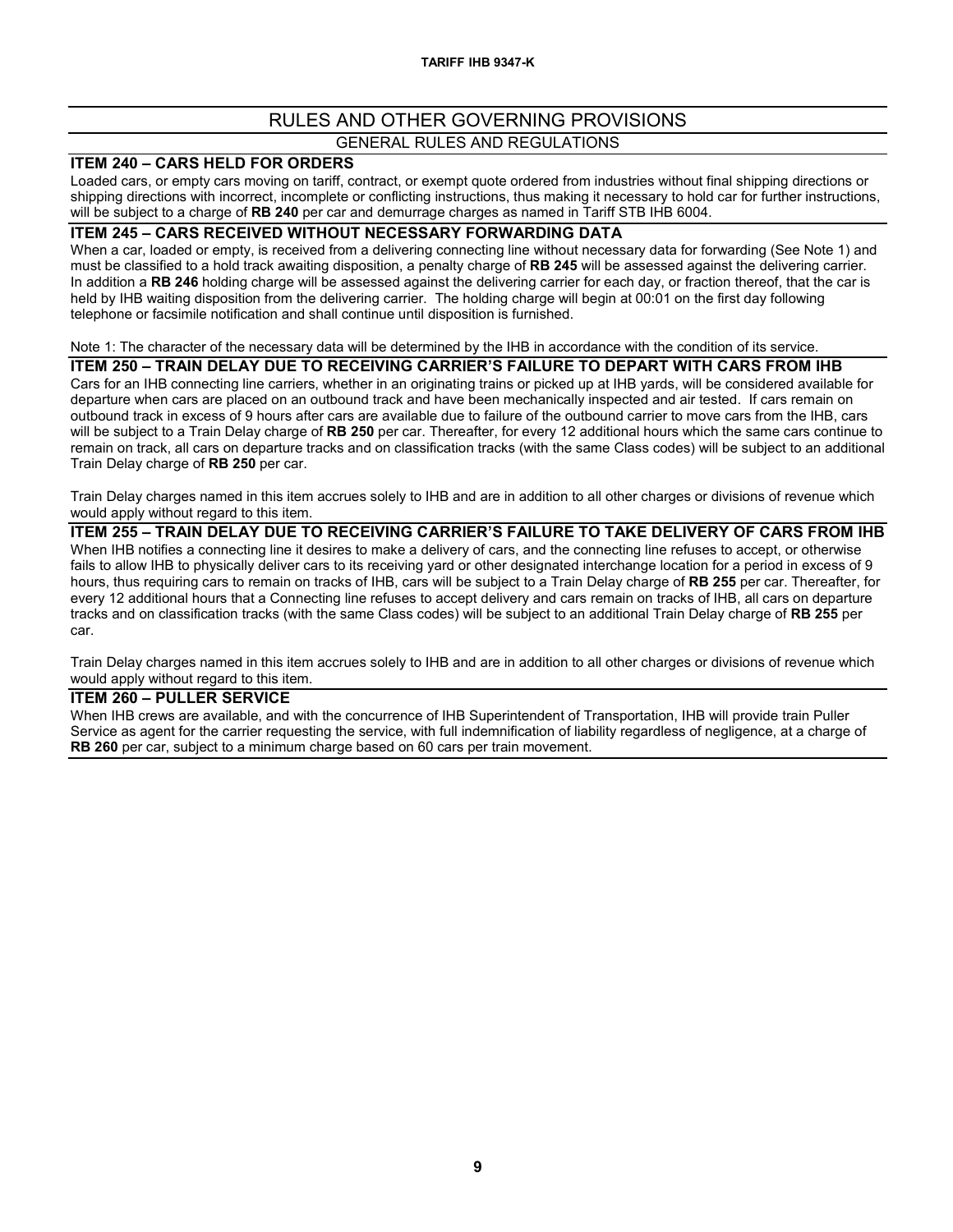# RULES AND OTHER GOVERNING PROVISIONS

## GENERAL RULES AND REGULATIONS

### ITEM 240 – CARS HELD FOR ORDERS

Loaded cars, or empty cars moving on tariff, contract, or exempt quote ordered from industries without final shipping directions or shipping directions with incorrect, incomplete or conflicting instructions, thus making it necessary to hold car for further instructions, will be subject to a charge of **RB 240** per car and demurrage charges as named in Tariff STB IHB 6004.

### ITEM 245 – CARS RECEIVED WITHOUT NECESSARY FORWARDING DATA

When a car, loaded or empty, is received from a delivering connecting line without necessary data for forwarding (See Note 1) and must be classified to a hold track awaiting disposition, a penalty charge of **RB 245** will be assessed against the delivering carrier. In addition a **RB 246** holding charge will be assessed against the delivering carrier for each day, or fraction thereof, that the car is held by IHB waiting disposition from the delivering carrier. The holding charge will begin at 00:01 on the first day following telephone or facsimile notification and shall continue until disposition is furnished.

Note 1: The character of the necessary data will be determined by the IHB in accordance with the condition of its service.

### ITEM 250 – TRAIN DELAY DUE TO RECEIVING CARRIER'S FAILURE TO DEPART WITH CARS FROM IHB

Cars for an IHB connecting line carriers, whether in an originating trains or picked up at IHB yards, will be considered available for departure when cars are placed on an outbound track and have been mechanically inspected and air tested. If cars remain on outbound track in excess of 9 hours after cars are available due to failure of the outbound carrier to move cars from the IHB, cars will be subject to a Train Delay charge of **RB 250** per car. Thereafter, for every 12 additional hours which the same cars continue to remain on track, all cars on departure tracks and on classification tracks (with the same Class codes) will be subject to an additional Train Delay charge of **RB 250** per car.

Train Delay charges named in this item accrues solely to IHB and are in addition to all other charges or divisions of revenue which would apply without regard to this item.

### ITEM 255 – TRAIN DELAY DUE TO RECEIVING CARRIER'S FAILURE TO TAKE DELIVERY OF CARS FROM IHB

When IHB notifies a connecting line it desires to make a delivery of cars, and the connecting line refuses to accept, or otherwise fails to allow IHB to physically deliver cars to its receiving yard or other designated interchange location for a period in excess of 9 hours, thus requiring cars to remain on tracks of IHB, cars will be subject to a Train Delay charge of **RB 255** per car. Thereafter, for every 12 additional hours that a Connecting line refuses to accept delivery and cars remain on tracks of IHB, all cars on departure tracks and on classification tracks (with the same Class codes) will be subject to an additional Train Delay charge of **RB 255** per car.

Train Delay charges named in this item accrues solely to IHB and are in addition to all other charges or divisions of revenue which would apply without regard to this item.

### ITEM 260 – PULLER SERVICE

When IHB crews are available, and with the concurrence of IHB Superintendent of Transportation, IHB will provide train Puller Service as agent for the carrier requesting the service, with full indemnification of liability regardless of negligence, at a charge of **RB 260** per car, subject to a minimum charge based on 60 cars per train movement.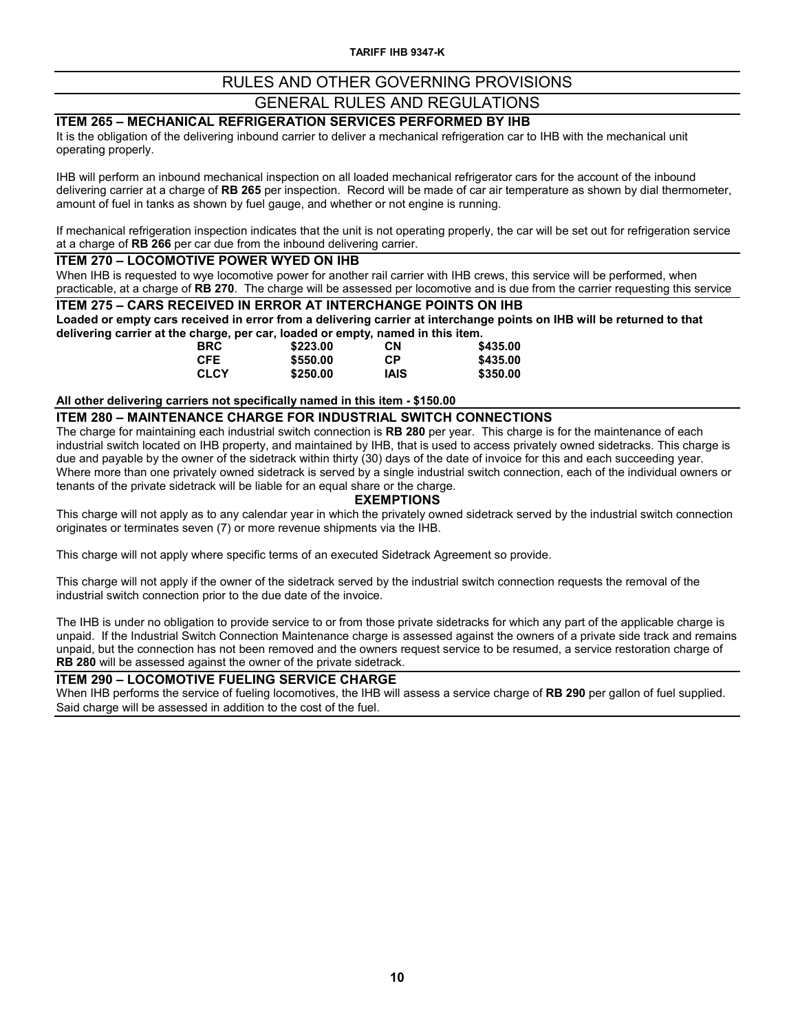# RULES AND OTHER GOVERNING PROVISIONS

## GENERAL RULES AND REGULATIONS

### ITEM 265 – MECHANICAL REFRIGERATION SERVICES PERFORMED BY IHB

It is the obligation of the delivering inbound carrier to deliver a mechanical refrigeration car to IHB with the mechanical unit operating properly.

IHB will perform an inbound mechanical inspection on all loaded mechanical refrigerator cars for the account of the inbound delivering carrier at a charge of **RB 265** per inspection. Record will be made of car air temperature as shown by dial thermometer, amount of fuel in tanks as shown by fuel gauge, and whether or not engine is running.

If mechanical refrigeration inspection indicates that the unit is not operating properly, the car will be set out for refrigeration service at a charge of **RB 266** per car due from the inbound delivering carrier.

### ITEM 270 – LOCOMOTIVE POWER WYED ON IHB

When IHB is requested to wye locomotive power for another rail carrier with IHB crews, this service will be performed, when practicable, at a charge of **RB 270**. The charge will be assessed per locomotive and is due from the carrier requesting this service

### ITEM 275 – CARS RECEIVED IN ERROR AT INTERCHANGE POINTS ON IHB

**Loaded or empty cars received in error from a delivering carrier at interchange points on IHB will be returned to that delivering carrier at the charge, per car, loaded or empty, named in this item.**

| | | | |
|---|---|---|---|
| **BRC** | **$223.00** | **CN** | **$435.00** |
| **CFE** | **$550.00** | **CP** | **$435.00** |
| **CLCY** | **$250.00** | **IAIS** | **$350.00** |

**All other delivering carriers not specifically named in this item - $150.00**

### ITEM 280 – MAINTENANCE CHARGE FOR INDUSTRIAL SWITCH CONNECTIONS

The charge for maintaining each industrial switch connection is **RB 280** per year. This charge is for the maintenance of each industrial switch located on IHB property, and maintained by IHB, that is used to access privately owned sidetracks. This charge is due and payable by the owner of the sidetrack within thirty (30) days of the date of invoice for this and each succeeding year. Where more than one privately owned sidetrack is served by a single industrial switch connection, each of the individual owners or tenants of the private sidetrack will be liable for an equal share or the charge.

**EXEMPTIONS**

This charge will not apply as to any calendar year in which the privately owned sidetrack served by the industrial switch connection originates or terminates seven (7) or more revenue shipments via the IHB.

This charge will not apply where specific terms of an executed Sidetrack Agreement so provide.

This charge will not apply if the owner of the sidetrack served by the industrial switch connection requests the removal of the industrial switch connection prior to the due date of the invoice.

The IHB is under no obligation to provide service to or from those private sidetracks for which any part of the applicable charge is unpaid. If the Industrial Switch Connection Maintenance charge is assessed against the owners of a private side track and remains unpaid, but the connection has not been removed and the owners request service to be resumed, a service restoration charge of **RB 280** will be assessed against the owner of the private sidetrack.

### ITEM 290 – LOCOMOTIVE FUELING SERVICE CHARGE

When IHB performs the service of fueling locomotives, the IHB will assess a service charge of **RB 290** per gallon of fuel supplied. Said charge will be assessed in addition to the cost of the fuel.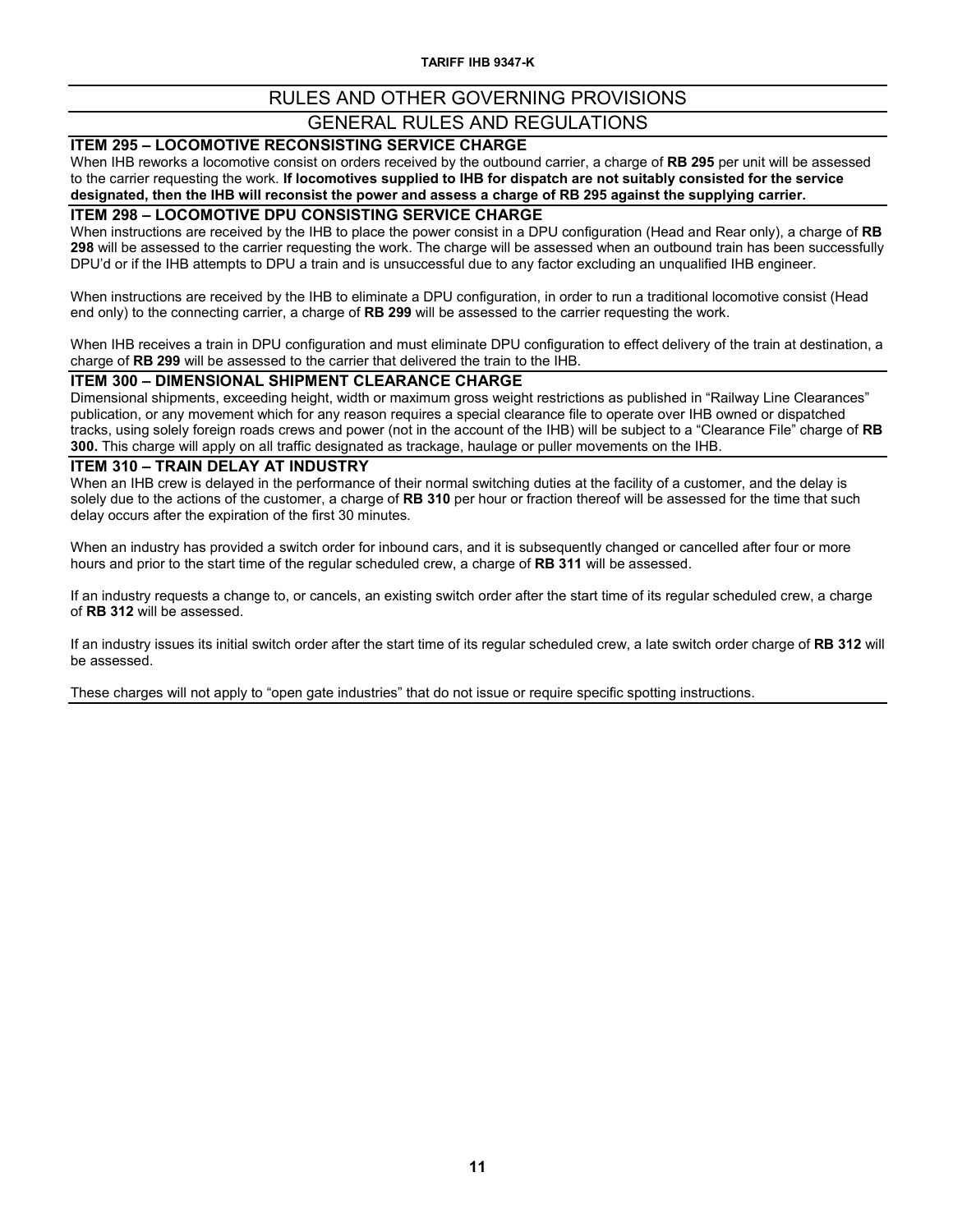# RULES AND OTHER GOVERNING PROVISIONS

## GENERAL RULES AND REGULATIONS

### ITEM 295 – LOCOMOTIVE RECONSISTING SERVICE CHARGE

When IHB reworks a locomotive consist on orders received by the outbound carrier, a charge of **RB 295** per unit will be assessed to the carrier requesting the work. **If locomotives supplied to IHB for dispatch are not suitably consisted for the service designated, then the IHB will reconsist the power and assess a charge of RB 295 against the supplying carrier.**

### ITEM 298 – LOCOMOTIVE DPU CONSISTING SERVICE CHARGE

When instructions are received by the IHB to place the power consist in a DPU configuration (Head and Rear only), a charge of **RB 298** will be assessed to the carrier requesting the work. The charge will be assessed when an outbound train has been successfully DPU'd or if the IHB attempts to DPU a train and is unsuccessful due to any factor excluding an unqualified IHB engineer.

When instructions are received by the IHB to eliminate a DPU configuration, in order to run a traditional locomotive consist (Head end only) to the connecting carrier, a charge of **RB 299** will be assessed to the carrier requesting the work.

When IHB receives a train in DPU configuration and must eliminate DPU configuration to effect delivery of the train at destination, a charge of **RB 299** will be assessed to the carrier that delivered the train to the IHB.

### ITEM 300 – DIMENSIONAL SHIPMENT CLEARANCE CHARGE

Dimensional shipments, exceeding height, width or maximum gross weight restrictions as published in "Railway Line Clearances" publication, or any movement which for any reason requires a special clearance file to operate over IHB owned or dispatched tracks, using solely foreign roads crews and power (not in the account of the IHB) will be subject to a "Clearance File" charge of **RB 300.** This charge will apply on all traffic designated as trackage, haulage or puller movements on the IHB.

### ITEM 310 – TRAIN DELAY AT INDUSTRY

When an IHB crew is delayed in the performance of their normal switching duties at the facility of a customer, and the delay is solely due to the actions of the customer, a charge of **RB 310** per hour or fraction thereof will be assessed for the time that such delay occurs after the expiration of the first 30 minutes.

When an industry has provided a switch order for inbound cars, and it is subsequently changed or cancelled after four or more hours and prior to the start time of the regular scheduled crew, a charge of **RB 311** will be assessed.

If an industry requests a change to, or cancels, an existing switch order after the start time of its regular scheduled crew, a charge of **RB 312** will be assessed.

If an industry issues its initial switch order after the start time of its regular scheduled crew, a late switch order charge of **RB 312** will be assessed.

These charges will not apply to "open gate industries" that do not issue or require specific spotting instructions.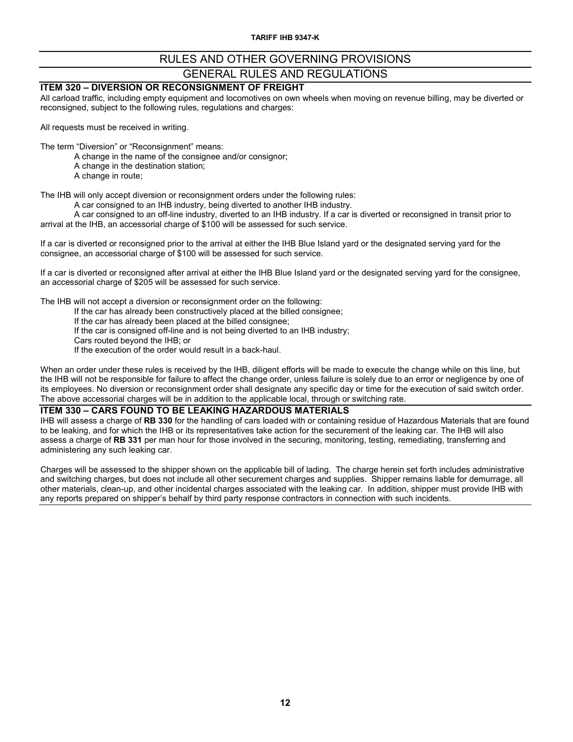## RULES AND OTHER GOVERNING PROVISIONS

## GENERAL RULES AND REGULATIONS

### ITEM 320 – DIVERSION OR RECONSIGNMENT OF FREIGHT

All carload traffic, including empty equipment and locomotives on own wheels when moving on revenue billing, may be diverted or reconsigned, subject to the following rules, regulations and charges:

All requests must be received in writing.

The term "Diversion" or "Reconsignment" means:

- A change in the name of the consignee and/or consignor;
- A change in the destination station;
- A change in route;

The IHB will only accept diversion or reconsignment orders under the following rules:

- A car consigned to an IHB industry, being diverted to another IHB industry.
- A car consigned to an off-line industry, diverted to an IHB industry. If a car is diverted or reconsigned in transit prior to arrival at the IHB, an accessorial charge of $100 will be assessed for such service.

If a car is diverted or reconsigned prior to the arrival at either the IHB Blue Island yard or the designated serving yard for the consignee, an accessorial charge of $100 will be assessed for such service.

If a car is diverted or reconsigned after arrival at either the IHB Blue Island yard or the designated serving yard for the consignee, an accessorial charge of $205 will be assessed for such service.

The IHB will not accept a diversion or reconsignment order on the following:

- If the car has already been constructively placed at the billed consignee;
- If the car has already been placed at the billed consignee;
- If the car is consigned off-line and is not being diverted to an IHB industry;
- Cars routed beyond the IHB; or
- If the execution of the order would result in a back-haul.

When an order under these rules is received by the IHB, diligent efforts will be made to execute the change while on this line, but the IHB will not be responsible for failure to affect the change order, unless failure is solely due to an error or negligence by one of its employees. No diversion or reconsignment order shall designate any specific day or time for the execution of said switch order. The above accessorial charges will be in addition to the applicable local, through or switching rate.

### ITEM 330 – CARS FOUND TO BE LEAKING HAZARDOUS MATERIALS

IHB will assess a charge of **RB 330** for the handling of cars loaded with or containing residue of Hazardous Materials that are found to be leaking, and for which the IHB or its representatives take action for the securement of the leaking car. The IHB will also assess a charge of **RB 331** per man hour for those involved in the securing, monitoring, testing, remediating, transferring and administering any such leaking car.

Charges will be assessed to the shipper shown on the applicable bill of lading. The charge herein set forth includes administrative and switching charges, but does not include all other securement charges and supplies. Shipper remains liable for demurrage, all other materials, clean-up, and other incidental charges associated with the leaking car. In addition, shipper must provide IHB with any reports prepared on shipper's behalf by third party response contractors in connection with such incidents.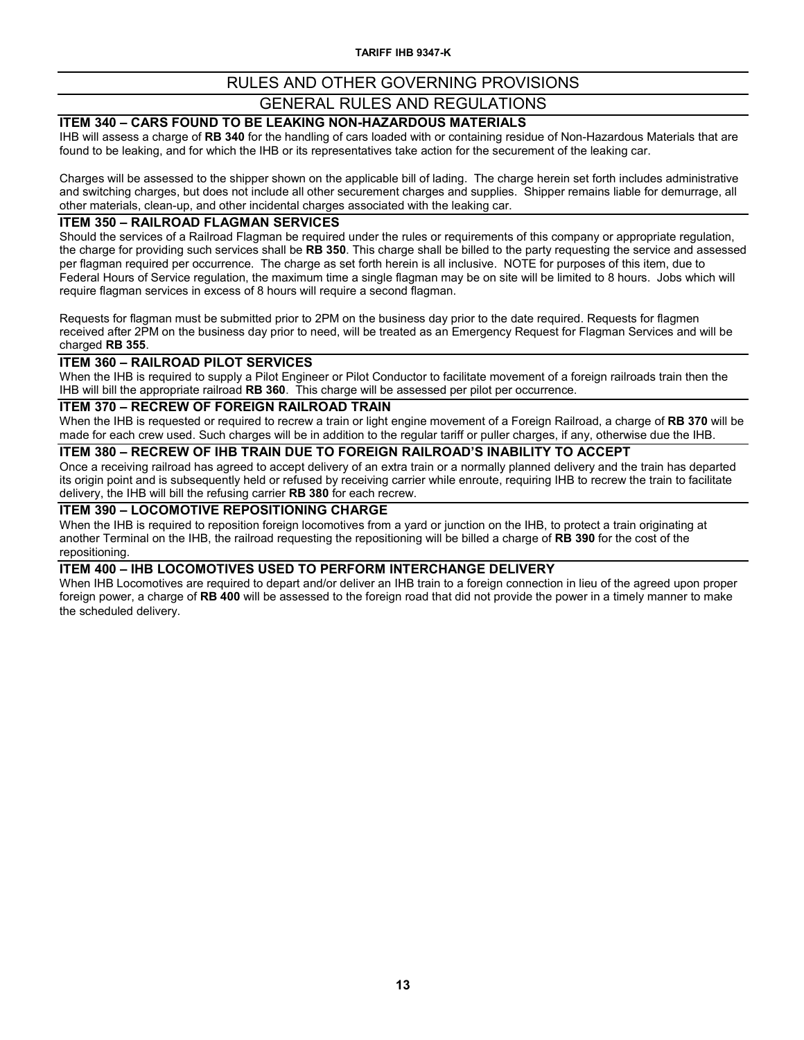## RULES AND OTHER GOVERNING PROVISIONS

## GENERAL RULES AND REGULATIONS

### ITEM 340 – CARS FOUND TO BE LEAKING NON-HAZARDOUS MATERIALS

IHB will assess a charge of **RB 340** for the handling of cars loaded with or containing residue of Non-Hazardous Materials that are found to be leaking, and for which the IHB or its representatives take action for the securement of the leaking car.

Charges will be assessed to the shipper shown on the applicable bill of lading. The charge herein set forth includes administrative and switching charges, but does not include all other securement charges and supplies. Shipper remains liable for demurrage, all other materials, clean-up, and other incidental charges associated with the leaking car.

### ITEM 350 – RAILROAD FLAGMAN SERVICES

Should the services of a Railroad Flagman be required under the rules or requirements of this company or appropriate regulation, the charge for providing such services shall be **RB 350**. This charge shall be billed to the party requesting the service and assessed per flagman required per occurrence. The charge as set forth herein is all inclusive. NOTE for purposes of this item, due to Federal Hours of Service regulation, the maximum time a single flagman may be on site will be limited to 8 hours. Jobs which will require flagman services in excess of 8 hours will require a second flagman.

Requests for flagman must be submitted prior to 2PM on the business day prior to the date required. Requests for flagmen received after 2PM on the business day prior to need, will be treated as an Emergency Request for Flagman Services and will be charged **RB 355**.

### ITEM 360 – RAILROAD PILOT SERVICES

When the IHB is required to supply a Pilot Engineer or Pilot Conductor to facilitate movement of a foreign railroads train then the IHB will bill the appropriate railroad **RB 360**. This charge will be assessed per pilot per occurrence.

### ITEM 370 – RECREW OF FOREIGN RAILROAD TRAIN

When the IHB is requested or required to recrew a train or light engine movement of a Foreign Railroad, a charge of **RB 370** will be made for each crew used. Such charges will be in addition to the regular tariff or puller charges, if any, otherwise due the IHB.

### ITEM 380 – RECREW OF IHB TRAIN DUE TO FOREIGN RAILROAD'S INABILITY TO ACCEPT

Once a receiving railroad has agreed to accept delivery of an extra train or a normally planned delivery and the train has departed its origin point and is subsequently held or refused by receiving carrier while enroute, requiring IHB to recrew the train to facilitate delivery, the IHB will bill the refusing carrier **RB 380** for each recrew.

### ITEM 390 – LOCOMOTIVE REPOSITIONING CHARGE

When the IHB is required to reposition foreign locomotives from a yard or junction on the IHB, to protect a train originating at another Terminal on the IHB, the railroad requesting the repositioning will be billed a charge of **RB 390** for the cost of the repositioning.

### ITEM 400 – IHB LOCOMOTIVES USED TO PERFORM INTERCHANGE DELIVERY

When IHB Locomotives are required to depart and/or deliver an IHB train to a foreign connection in lieu of the agreed upon proper foreign power, a charge of **RB 400** will be assessed to the foreign road that did not provide the power in a timely manner to make the scheduled delivery.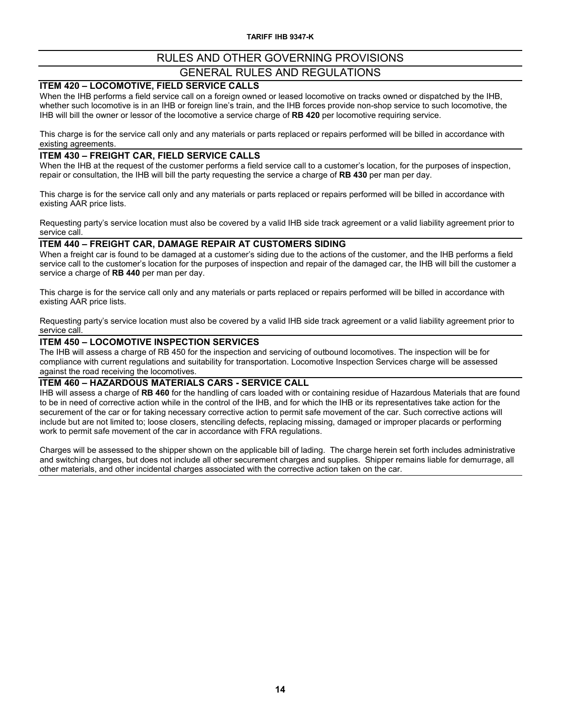# RULES AND OTHER GOVERNING PROVISIONS

## GENERAL RULES AND REGULATIONS

### ITEM 420 – LOCOMOTIVE, FIELD SERVICE CALLS

When the IHB performs a field service call on a foreign owned or leased locomotive on tracks owned or dispatched by the IHB, whether such locomotive is in an IHB or foreign line's train, and the IHB forces provide non-shop service to such locomotive, the IHB will bill the owner or lessor of the locomotive a service charge of **RB 420** per locomotive requiring service.

This charge is for the service call only and any materials or parts replaced or repairs performed will be billed in accordance with existing agreements.

### ITEM 430 – FREIGHT CAR, FIELD SERVICE CALLS

When the IHB at the request of the customer performs a field service call to a customer's location, for the purposes of inspection, repair or consultation, the IHB will bill the party requesting the service a charge of **RB 430** per man per day.

This charge is for the service call only and any materials or parts replaced or repairs performed will be billed in accordance with existing AAR price lists.

Requesting party's service location must also be covered by a valid IHB side track agreement or a valid liability agreement prior to service call.

### ITEM 440 – FREIGHT CAR, DAMAGE REPAIR AT CUSTOMERS SIDING

When a freight car is found to be damaged at a customer's siding due to the actions of the customer, and the IHB performs a field service call to the customer's location for the purposes of inspection and repair of the damaged car, the IHB will bill the customer a service a charge of **RB 440** per man per day.

This charge is for the service call only and any materials or parts replaced or repairs performed will be billed in accordance with existing AAR price lists.

Requesting party's service location must also be covered by a valid IHB side track agreement or a valid liability agreement prior to service call.

### ITEM 450 – LOCOMOTIVE INSPECTION SERVICES

The IHB will assess a charge of RB 450 for the inspection and servicing of outbound locomotives. The inspection will be for compliance with current regulations and suitability for transportation. Locomotive Inspection Services charge will be assessed against the road receiving the locomotives.

### ITEM 460 – HAZARDOUS MATERIALS CARS - SERVICE CALL

IHB will assess a charge of **RB 460** for the handling of cars loaded with or containing residue of Hazardous Materials that are found to be in need of corrective action while in the control of the IHB, and for which the IHB or its representatives take action for the securement of the car or for taking necessary corrective action to permit safe movement of the car. Such corrective actions will include but are not limited to; loose closers, stenciling defects, replacing missing, damaged or improper placards or performing work to permit safe movement of the car in accordance with FRA regulations.

Charges will be assessed to the shipper shown on the applicable bill of lading. The charge herein set forth includes administrative and switching charges, but does not include all other securement charges and supplies. Shipper remains liable for demurrage, all other materials, and other incidental charges associated with the corrective action taken on the car.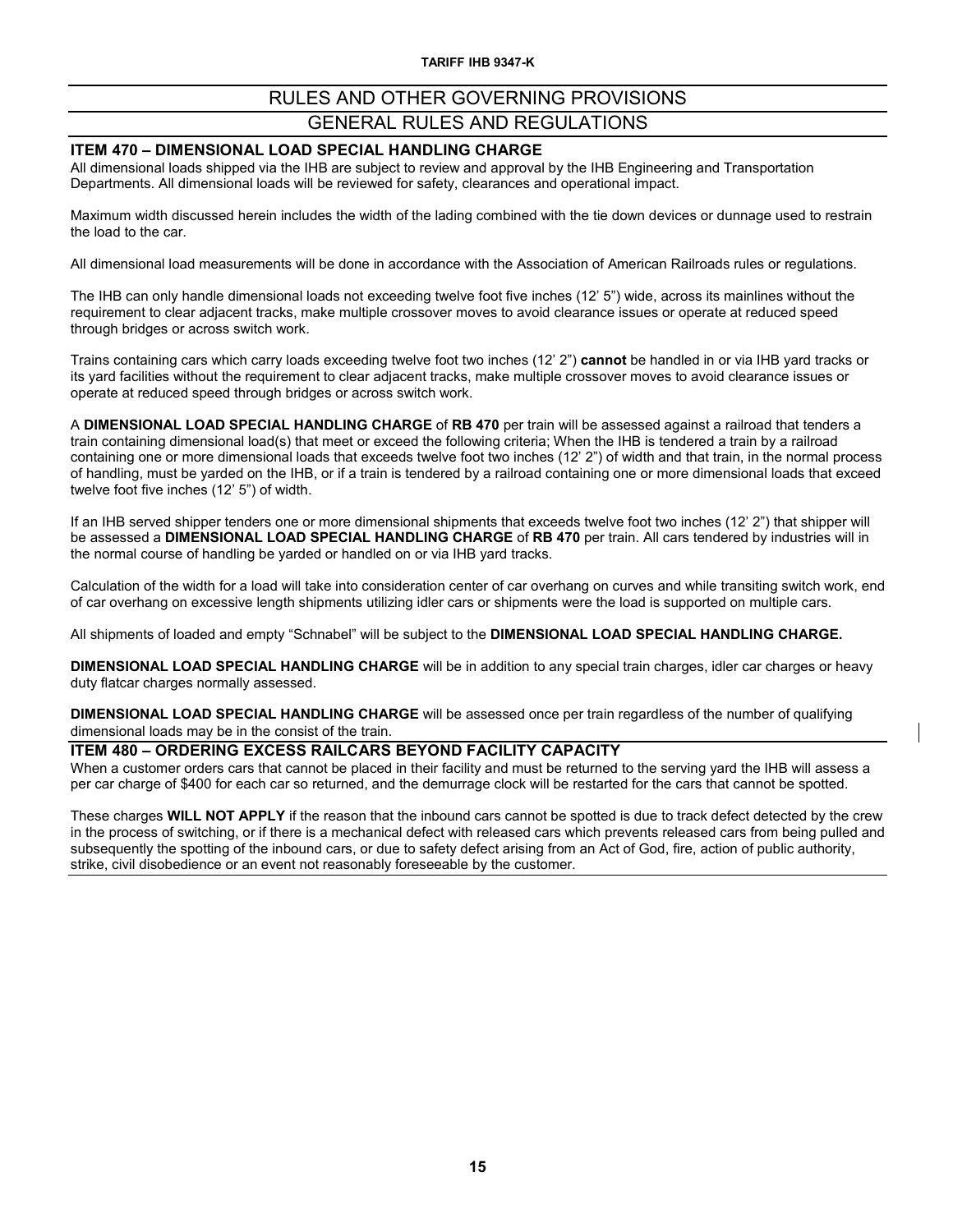# RULES AND OTHER GOVERNING PROVISIONS

## GENERAL RULES AND REGULATIONS

### ITEM 470 – DIMENSIONAL LOAD SPECIAL HANDLING CHARGE

All dimensional loads shipped via the IHB are subject to review and approval by the IHB Engineering and Transportation Departments. All dimensional loads will be reviewed for safety, clearances and operational impact.

Maximum width discussed herein includes the width of the lading combined with the tie down devices or dunnage used to restrain the load to the car.

All dimensional load measurements will be done in accordance with the Association of American Railroads rules or regulations.

The IHB can only handle dimensional loads not exceeding twelve foot five inches (12' 5") wide, across its mainlines without the requirement to clear adjacent tracks, make multiple crossover moves to avoid clearance issues or operate at reduced speed through bridges or across switch work.

Trains containing cars which carry loads exceeding twelve foot two inches (12' 2") **cannot** be handled in or via IHB yard tracks or its yard facilities without the requirement to clear adjacent tracks, make multiple crossover moves to avoid clearance issues or operate at reduced speed through bridges or across switch work.

A **DIMENSIONAL LOAD SPECIAL HANDLING CHARGE** of **RB 470** per train will be assessed against a railroad that tenders a train containing dimensional load(s) that meet or exceed the following criteria; When the IHB is tendered a train by a railroad containing one or more dimensional loads that exceeds twelve foot two inches (12' 2") of width and that train, in the normal process of handling, must be yarded on the IHB, or if a train is tendered by a railroad containing one or more dimensional loads that exceed twelve foot five inches (12' 5") of width.

If an IHB served shipper tenders one or more dimensional shipments that exceeds twelve foot two inches (12' 2") that shipper will be assessed a **DIMENSIONAL LOAD SPECIAL HANDLING CHARGE** of **RB 470** per train. All cars tendered by industries will in the normal course of handling be yarded or handled on or via IHB yard tracks.

Calculation of the width for a load will take into consideration center of car overhang on curves and while transiting switch work, end of car overhang on excessive length shipments utilizing idler cars or shipments were the load is supported on multiple cars.

All shipments of loaded and empty "Schnabel" will be subject to the **DIMENSIONAL LOAD SPECIAL HANDLING CHARGE.**

**DIMENSIONAL LOAD SPECIAL HANDLING CHARGE** will be in addition to any special train charges, idler car charges or heavy duty flatcar charges normally assessed.

**DIMENSIONAL LOAD SPECIAL HANDLING CHARGE** will be assessed once per train regardless of the number of qualifying dimensional loads may be in the consist of the train.

### ITEM 480 – ORDERING EXCESS RAILCARS BEYOND FACILITY CAPACITY

When a customer orders cars that cannot be placed in their facility and must be returned to the serving yard the IHB will assess a per car charge of $400 for each car so returned, and the demurrage clock will be restarted for the cars that cannot be spotted.

These charges **WILL NOT APPLY** if the reason that the inbound cars cannot be spotted is due to track defect detected by the crew in the process of switching, or if there is a mechanical defect with released cars which prevents released cars from being pulled and subsequently the spotting of the inbound cars, or due to safety defect arising from an Act of God, fire, action of public authority, strike, civil disobedience or an event not reasonably foreseeable by the customer.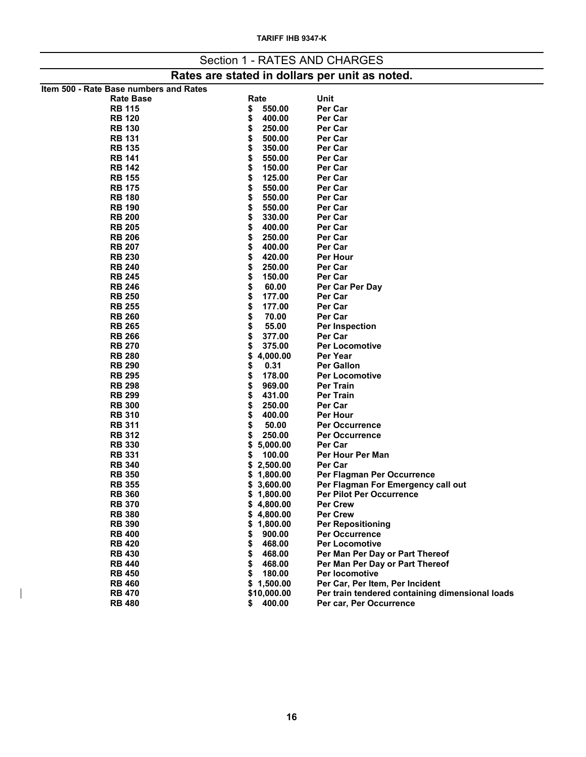# Section 1 - RATES AND CHARGES

## Rates are stated in dollars per unit as noted.

**Item 500 - Rate Base numbers and Rates**

| Rate Base | Rate | Unit |
|---|---|---|
| RB 115 | $ 550.00 | Per Car |
| RB 120 | $ 400.00 | Per Car |
| RB 130 | $ 250.00 | Per Car |
| RB 131 | $ 500.00 | Per Car |
| RB 135 | $ 350.00 | Per Car |
| RB 141 | $ 550.00 | Per Car |
| RB 142 | $ 150.00 | Per Car |
| RB 155 | $ 125.00 | Per Car |
| RB 175 | $ 550.00 | Per Car |
| RB 180 | $ 550.00 | Per Car |
| RB 190 | $ 550.00 | Per Car |
| RB 200 | $ 330.00 | Per Car |
| RB 205 | $ 400.00 | Per Car |
| RB 206 | $ 250.00 | Per Car |
| RB 207 | $ 400.00 | Per Car |
| RB 230 | $ 420.00 | Per Hour |
| RB 240 | $ 250.00 | Per Car |
| RB 245 | $ 150.00 | Per Car |
| RB 246 | $ 60.00 | Per Car Per Day |
| RB 250 | $ 177.00 | Per Car |
| RB 255 | $ 177.00 | Per Car |
| RB 260 | $ 70.00 | Per Car |
| RB 265 | $ 55.00 | Per Inspection |
| RB 266 | $ 377.00 | Per Car |
| RB 270 | $ 375.00 | Per Locomotive |
| RB 280 | $ 4,000.00 | Per Year |
| RB 290 | $ 0.31 | Per Gallon |
| RB 295 | $ 178.00 | Per Locomotive |
| RB 298 | $ 969.00 | Per Train |
| RB 299 | $ 431.00 | Per Train |
| RB 300 | $ 250.00 | Per Car |
| RB 310 | $ 400.00 | Per Hour |
| RB 311 | $ 50.00 | Per Occurrence |
| RB 312 | $ 250.00 | Per Occurrence |
| RB 330 | $ 5,000.00 | Per Car |
| RB 331 | $ 100.00 | Per Hour Per Man |
| RB 340 | $ 2,500.00 | Per Car |
| RB 350 | $ 1,800.00 | Per Flagman Per Occurrence |
| RB 355 | $ 3,600.00 | Per Flagman For Emergency call out |
| RB 360 | $ 1,800.00 | Per Pilot Per Occurrence |
| RB 370 | $ 4,800.00 | Per Crew |
| RB 380 | $ 4,800.00 | Per Crew |
| RB 390 | $ 1,800.00 | Per Repositioning |
| RB 400 | $ 900.00 | Per Occurrence |
| RB 420 | $ 468.00 | Per Locomotive |
| RB 430 | $ 468.00 | Per Man Per Day or Part Thereof |
| RB 440 | $ 468.00 | Per Man Per Day or Part Thereof |
| RB 450 | $ 180.00 | Per locomotive |
| RB 460 | $ 1,500.00 | Per Car, Per Item, Per Incident |
| RB 470 | $10,000.00 | Per train tendered containing dimensional loads |
| RB 480 | $ 400.00 | Per car, Per Occurrence |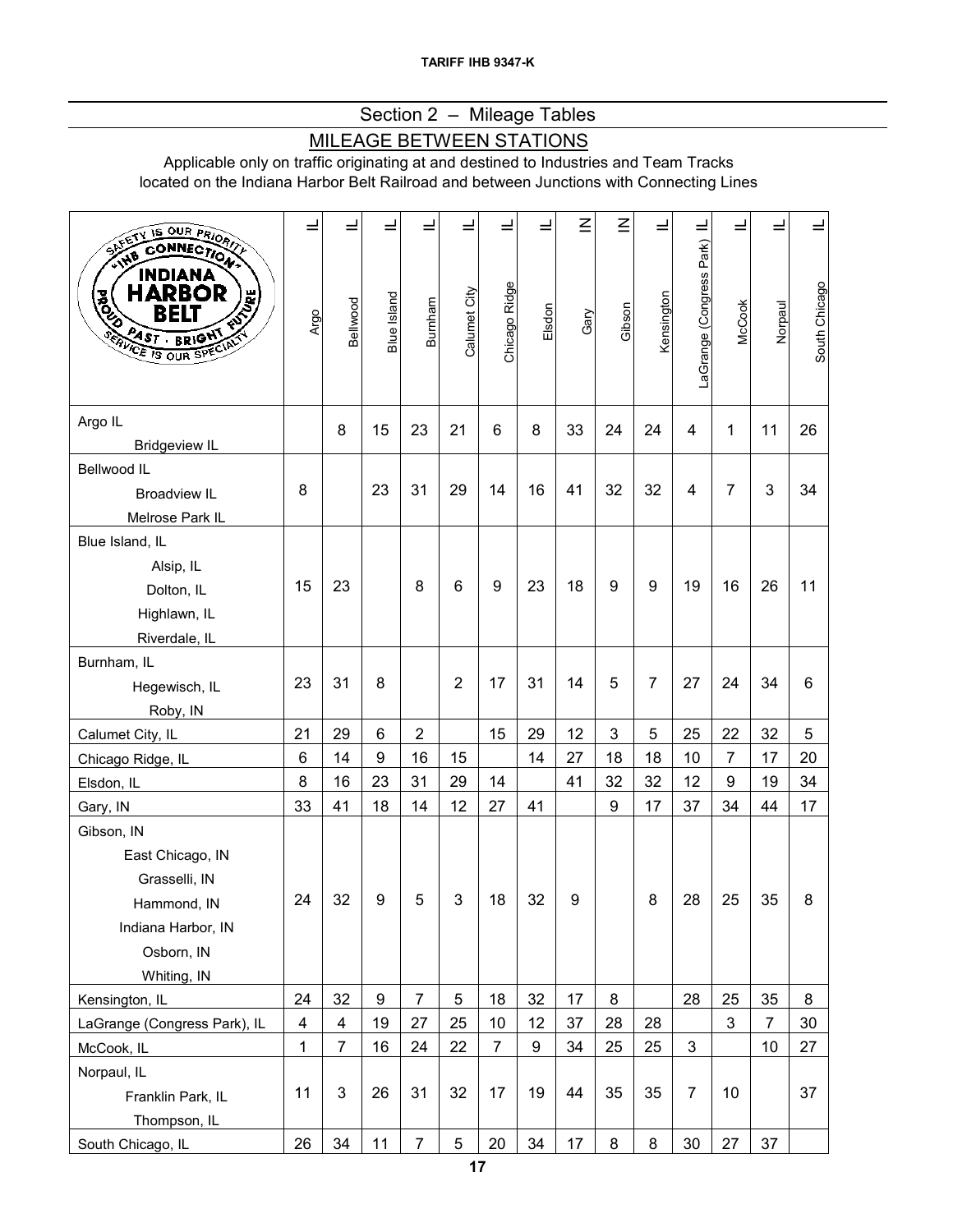TARIFF IHB 9347-K

## Section 2 – Mileage Tables

### MILEAGE BETWEEN STATIONS

Applicable only on traffic originating at and destined to Industries and Team Tracks located on the Indiana Harbor Belt Railroad and between Junctions with Connecting Lines

| | IL Argo | IL Bellwood | IL Blue Island | IL Burnham | IL Calumet City | IL Chicago Ridge | IL Elsdon | IN Gary | IN Gibson | IL Kensington | IL LaGrange (Congress Park) | IL McCook | IL Norpaul | IL South Chicago |
|---|---|---|---|---|---|---|---|---|---|---|---|---|---|---|
| Argo IL<br>Bridgeview IL | | 8 | 15 | 23 | 21 | 6 | 8 | 33 | 24 | 24 | 4 | 1 | 11 | 26 |
| Bellwood IL<br>Broadview IL<br>Melrose Park IL | 8 | | 23 | 31 | 29 | 14 | 16 | 41 | 32 | 32 | 4 | 7 | 3 | 34 |
| Blue Island, IL<br>Alsip, IL<br>Dolton, IL<br>Highlawn, IL<br>Riverdale, IL | 15 | 23 | | 8 | 6 | 9 | 23 | 18 | 9 | 9 | 19 | 16 | 26 | 11 |
| Burnham, IL<br>Hegewisch, IL<br>Roby, IN | 23 | 31 | 8 | | 2 | 17 | 31 | 14 | 5 | 7 | 27 | 24 | 34 | 6 |
| Calumet City, IL | 21 | 29 | 6 | 2 | | 15 | 29 | 12 | 3 | 5 | 25 | 22 | 32 | 5 |
| Chicago Ridge, IL | 6 | 14 | 9 | 16 | 15 | | 14 | 27 | 18 | 18 | 10 | 7 | 17 | 20 |
| Elsdon, IL | 8 | 16 | 23 | 31 | 29 | 14 | | 41 | 32 | 32 | 12 | 9 | 19 | 34 |
| Gary, IN | 33 | 41 | 18 | 14 | 12 | 27 | 41 | | 9 | 17 | 37 | 34 | 44 | 17 |
| Gibson, IN<br>East Chicago, IN<br>Grasselli, IN<br>Hammond, IN<br>Indiana Harbor, IN<br>Osborn, IN<br>Whiting, IN | 24 | 32 | 9 | 5 | 3 | 18 | 32 | 9 | | 8 | 28 | 25 | 35 | 8 |
| Kensington, IL | 24 | 32 | 9 | 7 | 5 | 18 | 32 | 17 | 8 | | 28 | 25 | 35 | 8 |
| LaGrange (Congress Park), IL | 4 | 4 | 19 | 27 | 25 | 10 | 12 | 37 | 28 | 28 | | 3 | 7 | 30 |
| McCook, IL | 1 | 7 | 16 | 24 | 22 | 7 | 9 | 34 | 25 | 25 | 3 | | 10 | 27 |
| Norpaul, IL<br>Franklin Park, IL<br>Thompson, IL | 11 | 3 | 26 | 31 | 32 | 17 | 19 | 44 | 35 | 35 | 7 | 10 | | 37 |
| South Chicago, IL | 26 | 34 | 11 | 7 | 5 | 20 | 34 | 17 | 8 | 8 | 30 | 27 | 37 | |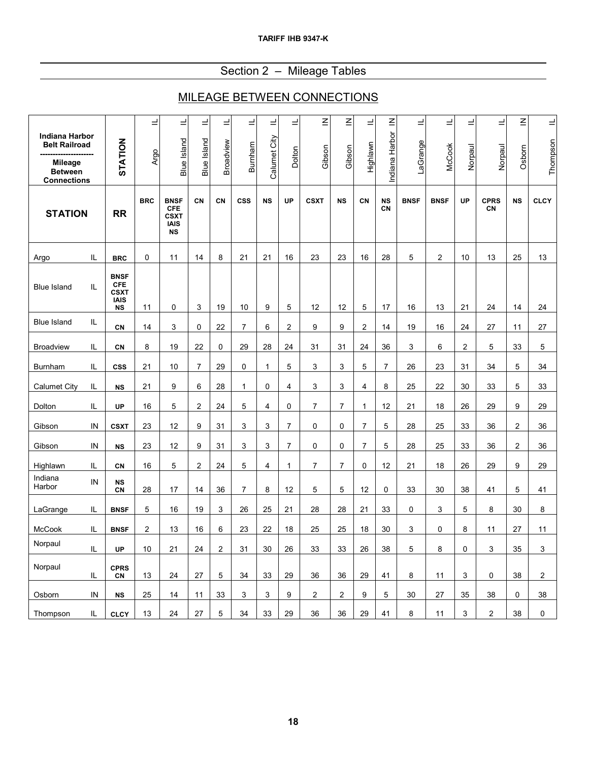TARIFF IHB 9347-K

## Section 2 – Mileage Tables

### MILEAGE BETWEEN CONNECTIONS

| Indiana Harbor Belt Railroad --------------------- Mileage Between Connections | | STATION | Argo IL | Blue Island IL | Blue Island IL | Broadview IL | Burnham IL | Calumet City IL | Dolton IL | Gibson IN | Gibson IN | Highlawn IL | Indiana Harbor IN | LaGrange IL | McCook IL | Norpaul IL | Norpaul IL | Osborn IN | Thompson IL |
|---|---|---|---|---|---|---|---|---|---|---|---|---|---|---|---|---|---|---|---|
| **STATION** | | **RR** | **BRC** | **BNSF CFE CSXT IAIS NS** | **CN** | **CN** | **CSS** | **NS** | **UP** | **CSXT** | **NS** | **CN** | **NS CN** | **BNSF** | **BNSF** | **UP** | **CPRS CN** | **NS** | **CLCY** |
| Argo | IL | **BRC** | 0 | 11 | 14 | 8 | 21 | 21 | 16 | 23 | 23 | 16 | 28 | 5 | 2 | 10 | 13 | 25 | 13 |
| Blue Island | IL | **BNSF CFE CSXT IAIS NS** | 11 | 0 | 3 | 19 | 10 | 9 | 5 | 12 | 12 | 5 | 17 | 16 | 13 | 21 | 24 | 14 | 24 |
| Blue Island | IL | **CN** | 14 | 3 | 0 | 22 | 7 | 6 | 2 | 9 | 9 | 2 | 14 | 19 | 16 | 24 | 27 | 11 | 27 |
| Broadview | IL | **CN** | 8 | 19 | 22 | 0 | 29 | 28 | 24 | 31 | 31 | 24 | 36 | 3 | 6 | 2 | 5 | 33 | 5 |
| Burnham | IL | **CSS** | 21 | 10 | 7 | 29 | 0 | 1 | 5 | 3 | 3 | 5 | 7 | 26 | 23 | 31 | 34 | 5 | 34 |
| Calumet City | IL | **NS** | 21 | 9 | 6 | 28 | 1 | 0 | 4 | 3 | 3 | 4 | 8 | 25 | 22 | 30 | 33 | 5 | 33 |
| Dolton | IL | **UP** | 16 | 5 | 2 | 24 | 5 | 4 | 0 | 7 | 7 | 1 | 12 | 21 | 18 | 26 | 29 | 9 | 29 |
| Gibson | IN | **CSXT** | 23 | 12 | 9 | 31 | 3 | 3 | 7 | 0 | 0 | 7 | 5 | 28 | 25 | 33 | 36 | 2 | 36 |
| Gibson | IN | **NS** | 23 | 12 | 9 | 31 | 3 | 3 | 7 | 0 | 0 | 7 | 5 | 28 | 25 | 33 | 36 | 2 | 36 |
| Highlawn | IL | **CN** | 16 | 5 | 2 | 24 | 5 | 4 | 1 | 7 | 7 | 0 | 12 | 21 | 18 | 26 | 29 | 9 | 29 |
| Indiana Harbor | IN | **NS CN** | 28 | 17 | 14 | 36 | 7 | 8 | 12 | 5 | 5 | 12 | 0 | 33 | 30 | 38 | 41 | 5 | 41 |
| LaGrange | IL | **BNSF** | 5 | 16 | 19 | 3 | 26 | 25 | 21 | 28 | 28 | 21 | 33 | 0 | 3 | 5 | 8 | 30 | 8 |
| McCook | IL | **BNSF** | 2 | 13 | 16 | 6 | 23 | 22 | 18 | 25 | 25 | 18 | 30 | 3 | 0 | 8 | 11 | 27 | 11 |
| Norpaul | IL | **UP** | 10 | 21 | 24 | 2 | 31 | 30 | 26 | 33 | 33 | 26 | 38 | 5 | 8 | 0 | 3 | 35 | 3 |
| Norpaul | IL | **CPRS CN** | 13 | 24 | 27 | 5 | 34 | 33 | 29 | 36 | 36 | 29 | 41 | 8 | 11 | 3 | 0 | 38 | 2 |
| Osborn | IN | **NS** | 25 | 14 | 11 | 33 | 3 | 3 | 9 | 2 | 2 | 9 | 5 | 30 | 27 | 35 | 38 | 0 | 38 |
| Thompson | IL | **CLCY** | 13 | 24 | 27 | 5 | 34 | 33 | 29 | 36 | 36 | 29 | 41 | 8 | 11 | 3 | 2 | 38 | 0 |